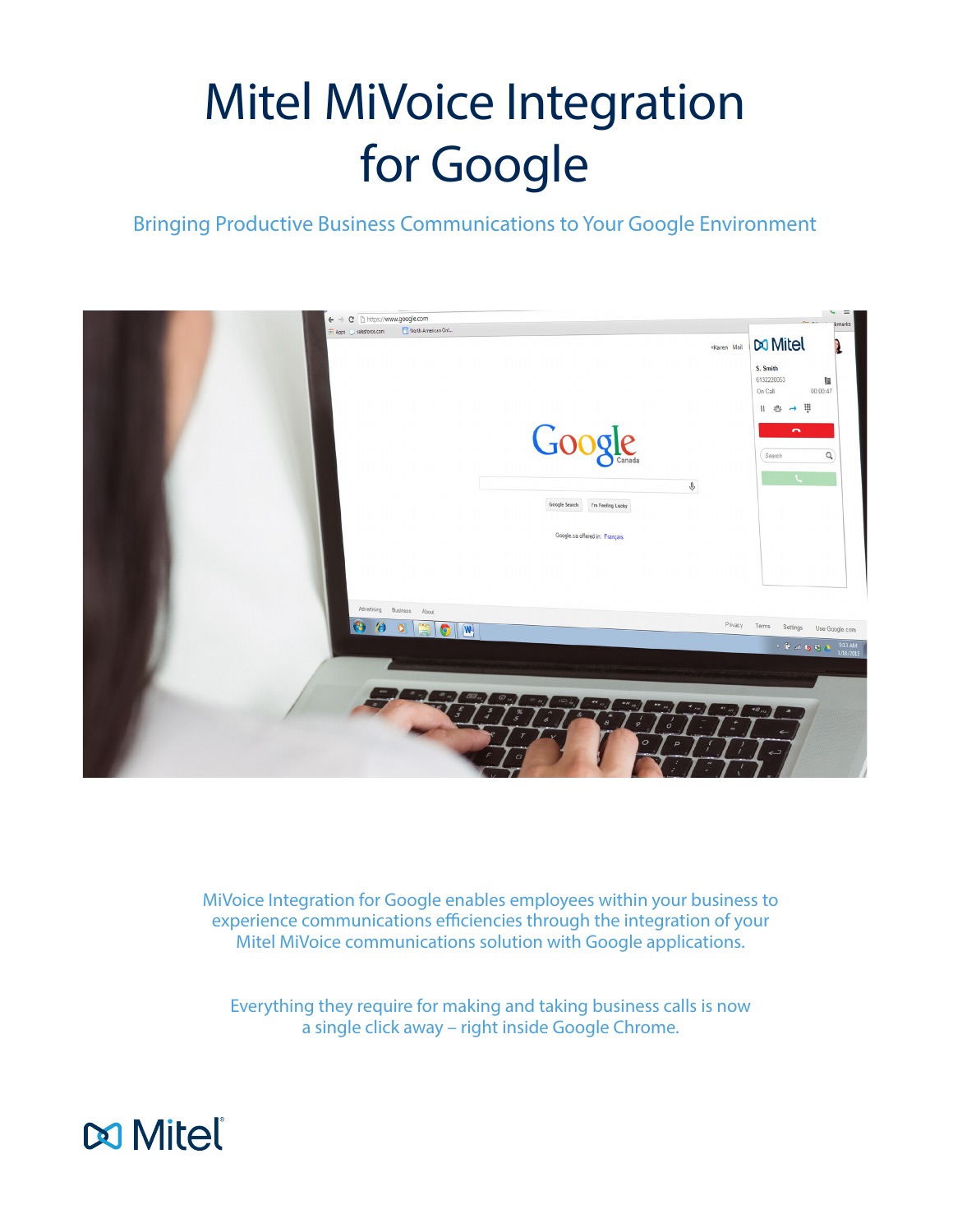# Mitel MiVoice Integration for Google

Bringing Productive Business Communications to Your Google Environment

MiVoice Integration for Google enables employees within your business to experience communications efficiencies through the integration of your Mitel MiVoice communications solution with Google applications.

Everything they require for making and taking business calls is now a single click away – right inside Google Chrome.

Mitel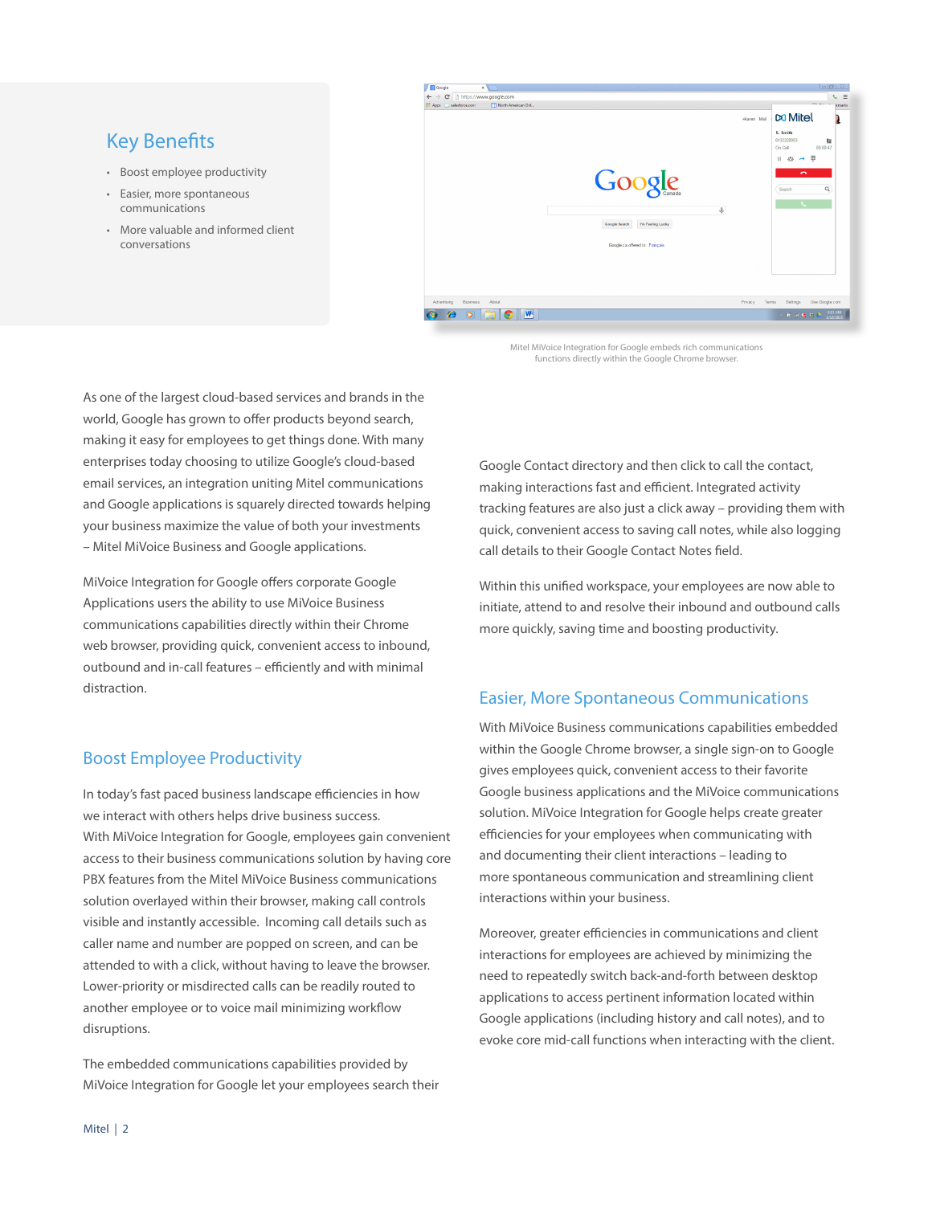## Key Benefits

- Boost employee productivity
- Easier, more spontaneous communications
- More valuable and informed client conversations

Mitel MiVoice Integration for Google embeds rich communications functions directly within the Google Chrome browser.

As one of the largest cloud-based services and brands in the world, Google has grown to offer products beyond search, making it easy for employees to get things done. With many enterprises today choosing to utilize Google's cloud-based email services, an integration uniting Mitel communications and Google applications is squarely directed towards helping your business maximize the value of both your investments – Mitel MiVoice Business and Google applications.

MiVoice Integration for Google offers corporate Google Applications users the ability to use MiVoice Business communications capabilities directly within their Chrome web browser, providing quick, convenient access to inbound, outbound and in-call features – efficiently and with minimal distraction.

## Boost Employee Productivity

In today's fast paced business landscape efficiencies in how we interact with others helps drive business success. With MiVoice Integration for Google, employees gain convenient access to their business communications solution by having core PBX features from the Mitel MiVoice Business communications solution overlayed within their browser, making call controls visible and instantly accessible. Incoming call details such as caller name and number are popped on screen, and can be attended to with a click, without having to leave the browser. Lower-priority or misdirected calls can be readily routed to another employee or to voice mail minimizing workflow disruptions.

The embedded communications capabilities provided by MiVoice Integration for Google let your employees search their Google Contact directory and then click to call the contact, making interactions fast and efficient. Integrated activity tracking features are also just a click away – providing them with quick, convenient access to saving call notes, while also logging call details to their Google Contact Notes field.

Within this unified workspace, your employees are now able to initiate, attend to and resolve their inbound and outbound calls more quickly, saving time and boosting productivity.

## Easier, More Spontaneous Communications

With MiVoice Business communications capabilities embedded within the Google Chrome browser, a single sign-on to Google gives employees quick, convenient access to their favorite Google business applications and the MiVoice communications solution. MiVoice Integration for Google helps create greater efficiencies for your employees when communicating with and documenting their client interactions – leading to more spontaneous communication and streamlining client interactions within your business.

Moreover, greater efficiencies in communications and client interactions for employees are achieved by minimizing the need to repeatedly switch back-and-forth between desktop applications to access pertinent information located within Google applications (including history and call notes), and to evoke core mid-call functions when interacting with the client.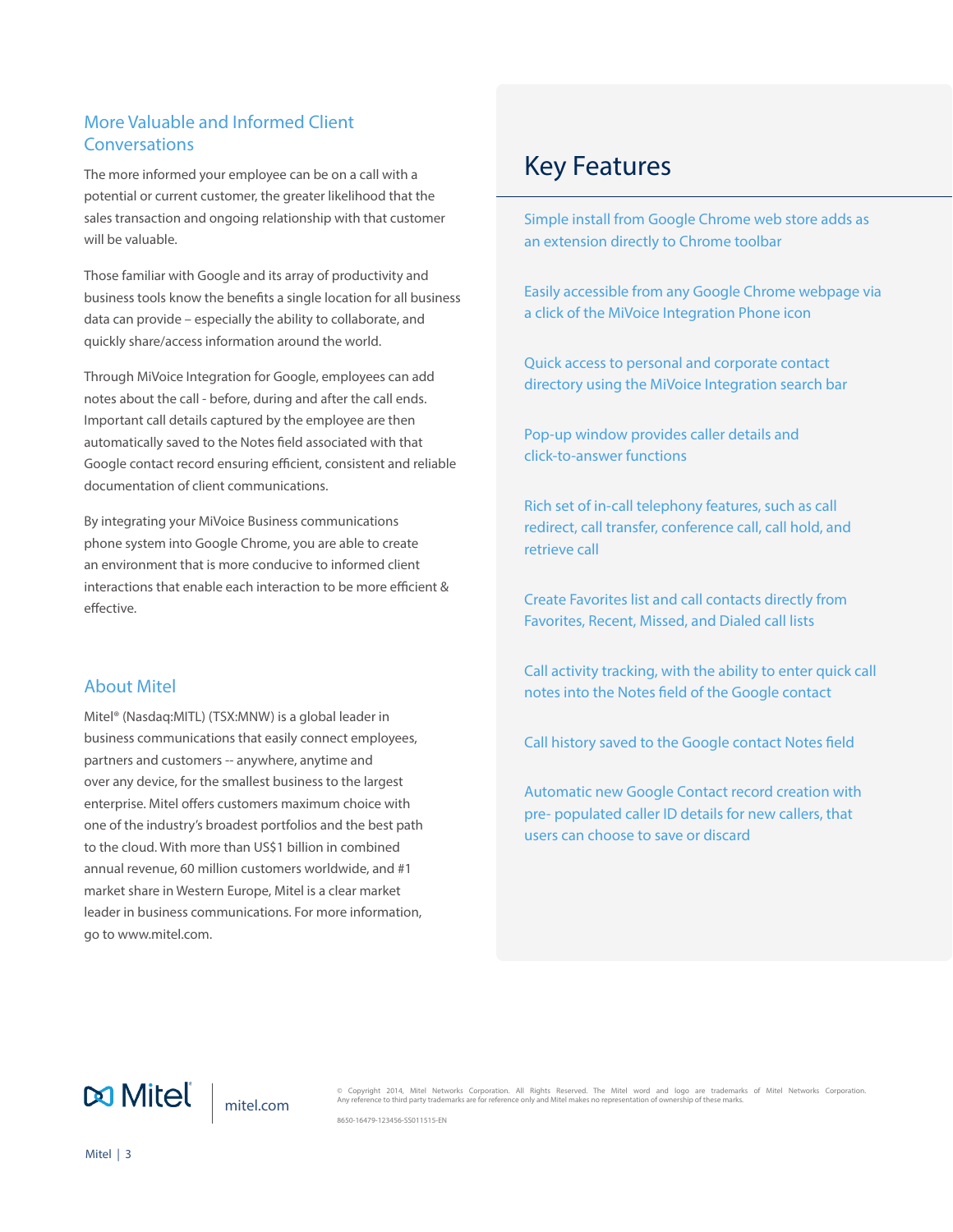## More Valuable and Informed Client Conversations

The more informed your employee can be on a call with a potential or current customer, the greater likelihood that the sales transaction and ongoing relationship with that customer will be valuable.

Those familiar with Google and its array of productivity and business tools know the benefits a single location for all business data can provide – especially the ability to collaborate, and quickly share/access information around the world.

Through MiVoice Integration for Google, employees can add notes about the call - before, during and after the call ends. Important call details captured by the employee are then automatically saved to the Notes field associated with that Google contact record ensuring efficient, consistent and reliable documentation of client communications.

By integrating your MiVoice Business communications phone system into Google Chrome, you are able to create an environment that is more conducive to informed client interactions that enable each interaction to be more efficient & effective.

## About Mitel

Mitel® (Nasdaq:MITL) (TSX:MNW) is a global leader in business communications that easily connect employees, partners and customers -- anywhere, anytime and over any device, for the smallest business to the largest enterprise. Mitel offers customers maximum choice with one of the industry's broadest portfolios and the best path to the cloud. With more than US$1 billion in combined annual revenue, 60 million customers worldwide, and #1 market share in Western Europe, Mitel is a clear market leader in business communications. For more information, go to www.mitel.com.

# Key Features

- Simple install from Google Chrome web store adds as an extension directly to Chrome toolbar
- Easily accessible from any Google Chrome webpage via a click of the MiVoice Integration Phone icon
- Quick access to personal and corporate contact directory using the MiVoice Integration search bar
- Pop-up window provides caller details and click-to-answer functions
- Rich set of in-call telephony features, such as call redirect, call transfer, conference call, call hold, and retrieve call
- Create Favorites list and call contacts directly from Favorites, Recent, Missed, and Dialed call lists
- Call activity tracking, with the ability to enter quick call notes into the Notes field of the Google contact
- Call history saved to the Google contact Notes field
- Automatic new Google Contact record creation with pre- populated caller ID details for new callers, that users can choose to save or discard

Mitel | mitel.com

© Copyright 2014, Mitel Networks Corporation. All Rights Reserved. The Mitel word and logo are trademarks of Mitel Networks Corporation. Any reference to third party trademarks are for reference only and Mitel makes no representation of ownership of these marks.

8650-16479-123456-SS011515-EN